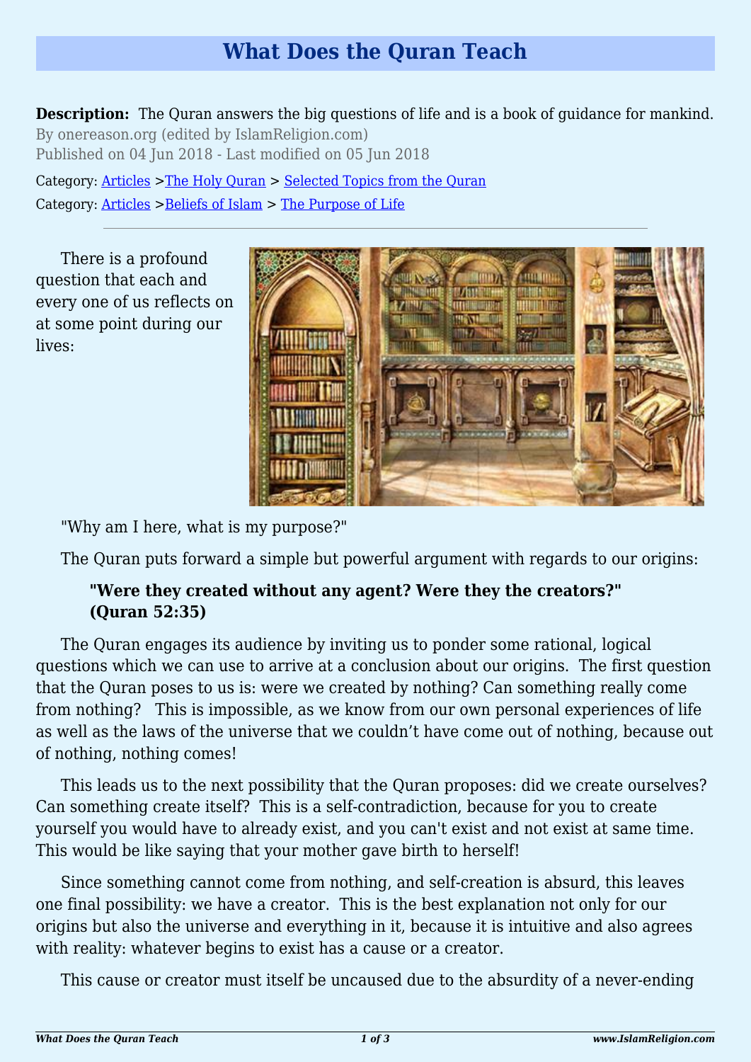# What Does the Quran Teach

**Description:** The Quran answers the big questions of life and is a book of guidance for mankind.

By onereason.org (edited by IslamReligion.com)

Published on 04 Jun 2018 - Last modified on 05 Jun 2018

Category: Articles >The Holy Quran > Selected Topics from the Quran

Category: Articles >Beliefs of Islam > The Purpose of Life

---

There is a profound question that each and every one of us reflects on at some point during our lives:

"Why am I here, what is my purpose?"

The Quran puts forward a simple but powerful argument with regards to our origins:

> **"Were they created without any agent? Were they the creators?" (Quran 52:35)**

The Quran engages its audience by inviting us to ponder some rational, logical questions which we can use to arrive at a conclusion about our origins. The first question that the Quran poses to us is: were we created by nothing? Can something really come from nothing? This is impossible, as we know from our own personal experiences of life as well as the laws of the universe that we couldn't have come out of nothing, because out of nothing, nothing comes!

This leads us to the next possibility that the Quran proposes: did we create ourselves? Can something create itself? This is a self-contradiction, because for you to create yourself you would have to already exist, and you can't exist and not exist at same time. This would be like saying that your mother gave birth to herself!

Since something cannot come from nothing, and self-creation is absurd, this leaves one final possibility: we have a creator. This is the best explanation not only for our origins but also the universe and everything in it, because it is intuitive and also agrees with reality: whatever begins to exist has a cause or a creator.

This cause or creator must itself be uncaused due to the absurdity of a never-ending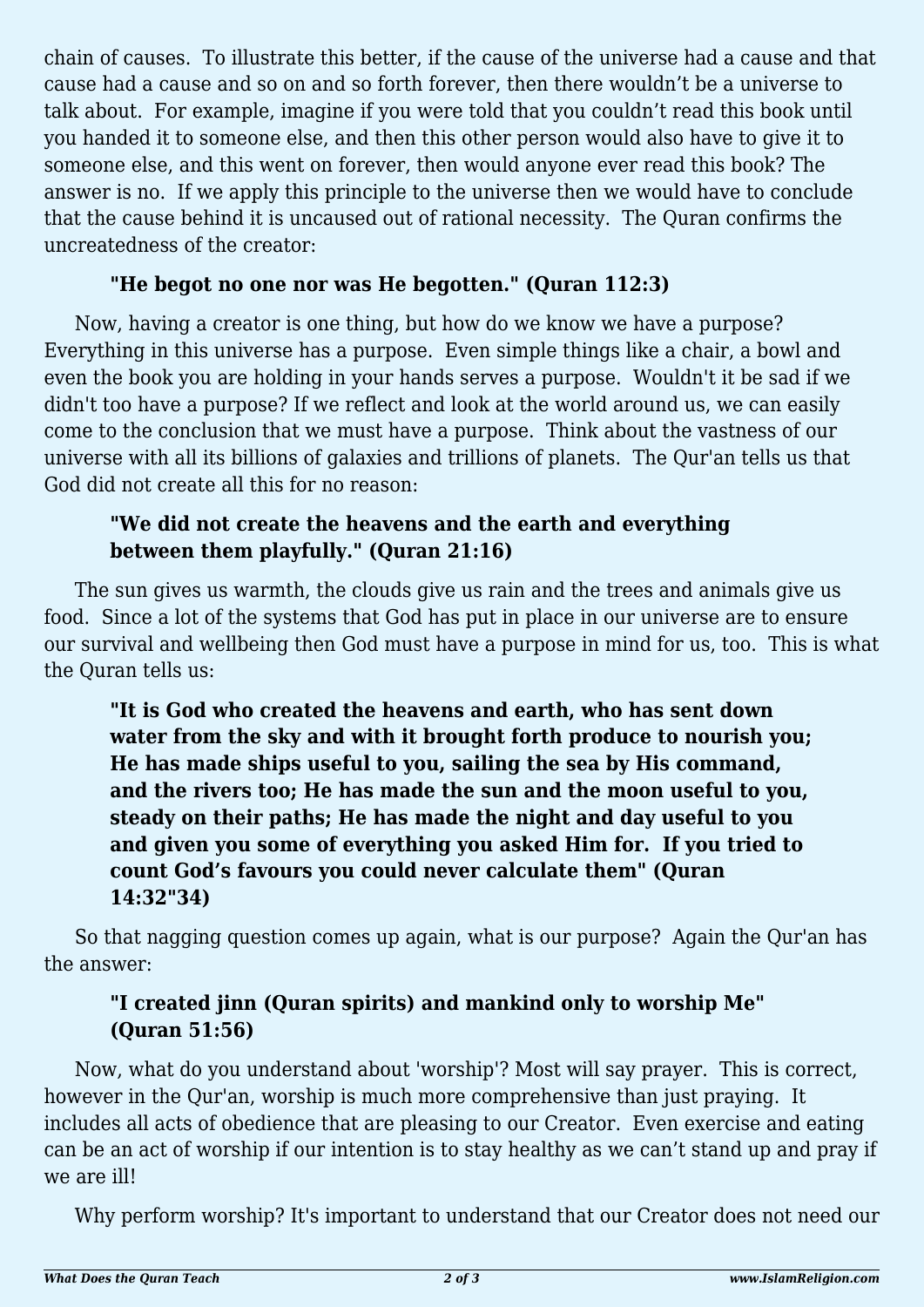chain of causes. To illustrate this better, if the cause of the universe had a cause and that cause had a cause and so on and so forth forever, then there wouldn't be a universe to talk about. For example, imagine if you were told that you couldn't read this book until you handed it to someone else, and then this other person would also have to give it to someone else, and this went on forever, then would anyone ever read this book? The answer is no. If we apply this principle to the universe then we would have to conclude that the cause behind it is uncaused out of rational necessity. The Quran confirms the uncreatedness of the creator:

> **"He begot no one nor was He begotten." (Quran 112:3)**

Now, having a creator is one thing, but how do we know we have a purpose? Everything in this universe has a purpose. Even simple things like a chair, a bowl and even the book you are holding in your hands serves a purpose. Wouldn't it be sad if we didn't too have a purpose? If we reflect and look at the world around us, we can easily come to the conclusion that we must have a purpose. Think about the vastness of our universe with all its billions of galaxies and trillions of planets. The Qur'an tells us that God did not create all this for no reason:

> **"We did not create the heavens and the earth and everything between them playfully." (Quran 21:16)**

The sun gives us warmth, the clouds give us rain and the trees and animals give us food. Since a lot of the systems that God has put in place in our universe are to ensure our survival and wellbeing then God must have a purpose in mind for us, too. This is what the Quran tells us:

> **"It is God who created the heavens and earth, who has sent down water from the sky and with it brought forth produce to nourish you; He has made ships useful to you, sailing the sea by His command, and the rivers too; He has made the sun and the moon useful to you, steady on their paths; He has made the night and day useful to you and given you some of everything you asked Him for. If you tried to count God's favours you could never calculate them" (Quran 14:32"34)**

So that nagging question comes up again, what is our purpose? Again the Qur'an has the answer:

> **"I created jinn (Quran spirits) and mankind only to worship Me" (Quran 51:56)**

Now, what do you understand about 'worship'? Most will say prayer. This is correct, however in the Qur'an, worship is much more comprehensive than just praying. It includes all acts of obedience that are pleasing to our Creator. Even exercise and eating can be an act of worship if our intention is to stay healthy as we can't stand up and pray if we are ill!

Why perform worship? It's important to understand that our Creator does not need our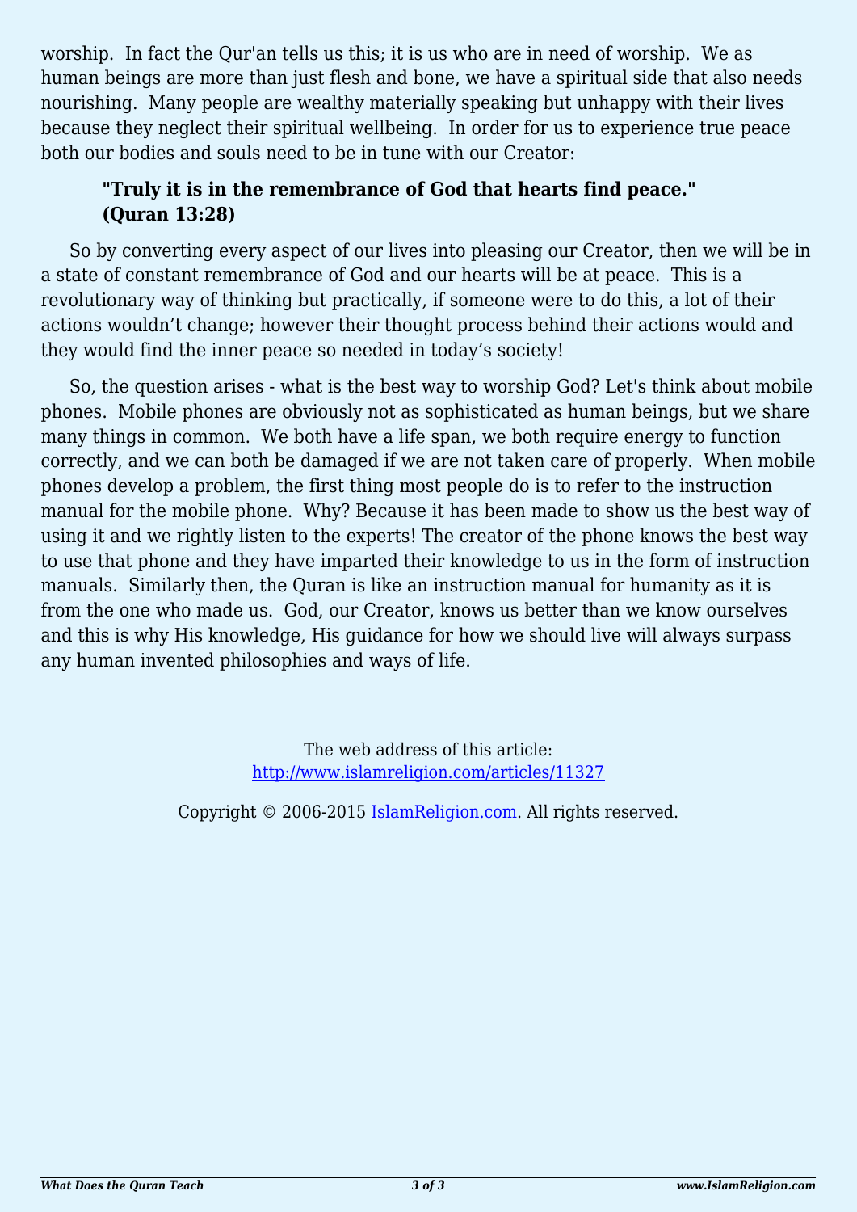worship. In fact the Qur'an tells us this; it is us who are in need of worship. We as human beings are more than just flesh and bone, we have a spiritual side that also needs nourishing. Many people are wealthy materially speaking but unhappy with their lives because they neglect their spiritual wellbeing. In order for us to experience true peace both our bodies and souls need to be in tune with our Creator:

> **"Truly it is in the remembrance of God that hearts find peace." (Quran 13:28)**

So by converting every aspect of our lives into pleasing our Creator, then we will be in a state of constant remembrance of God and our hearts will be at peace. This is a revolutionary way of thinking but practically, if someone were to do this, a lot of their actions wouldn't change; however their thought process behind their actions would and they would find the inner peace so needed in today's society!

So, the question arises - what is the best way to worship God? Let's think about mobile phones. Mobile phones are obviously not as sophisticated as human beings, but we share many things in common. We both have a life span, we both require energy to function correctly, and we can both be damaged if we are not taken care of properly. When mobile phones develop a problem, the first thing most people do is to refer to the instruction manual for the mobile phone. Why? Because it has been made to show us the best way of using it and we rightly listen to the experts! The creator of the phone knows the best way to use that phone and they have imparted their knowledge to us in the form of instruction manuals. Similarly then, the Quran is like an instruction manual for humanity as it is from the one who made us. God, our Creator, knows us better than we know ourselves and this is why His knowledge, His guidance for how we should live will always surpass any human invented philosophies and ways of life.

The web address of this article:
[http://www.islamreligion.com/articles/11327](http://www.islamreligion.com/articles/11327)

Copyright © 2006-2015 [IslamReligion.com](http://www.islamreligion.com). All rights reserved.